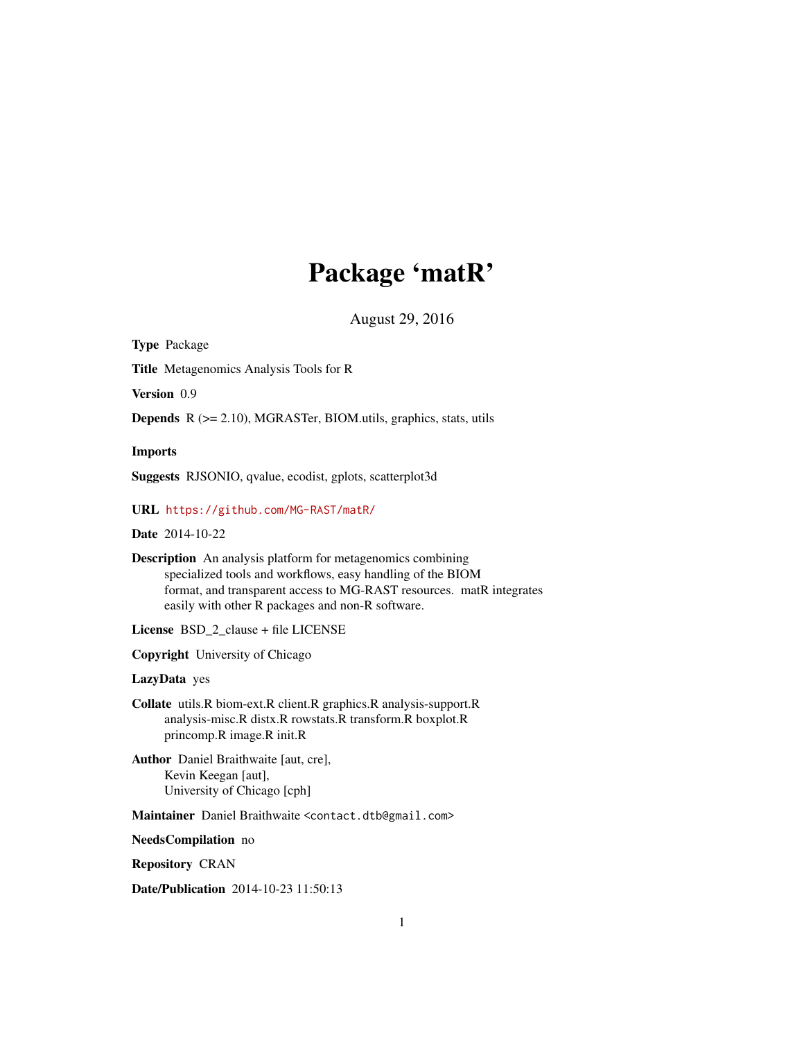# Package 'matR'

August 29, 2016

**Type** Package

**Title** Metagenomics Analysis Tools for R

**Version** 0.9

**Depends** R (>= 2.10), MGRASTer, BIOM.utils, graphics, stats, utils

**Imports**

**Suggests** RJSONIO, qvalue, ecodist, gplots, scatterplot3d

**URL** https://github.com/MG-RAST/matR/

**Date** 2014-10-22

**Description** An analysis platform for metagenomics combining specialized tools and workflows, easy handling of the BIOM format, and transparent access to MG-RAST resources. matR integrates easily with other R packages and non-R software.

**License** BSD_2_clause + file LICENSE

**Copyright** University of Chicago

**LazyData** yes

**Collate** utils.R biom-ext.R client.R graphics.R analysis-support.R analysis-misc.R distx.R rowstats.R transform.R boxplot.R princomp.R image.R init.R

**Author** Daniel Braithwaite [aut, cre], Kevin Keegan [aut], University of Chicago [cph]

**Maintainer** Daniel Braithwaite <contact.dtb@gmail.com>

**NeedsCompilation** no

**Repository** CRAN

**Date/Publication** 2014-10-23 11:50:13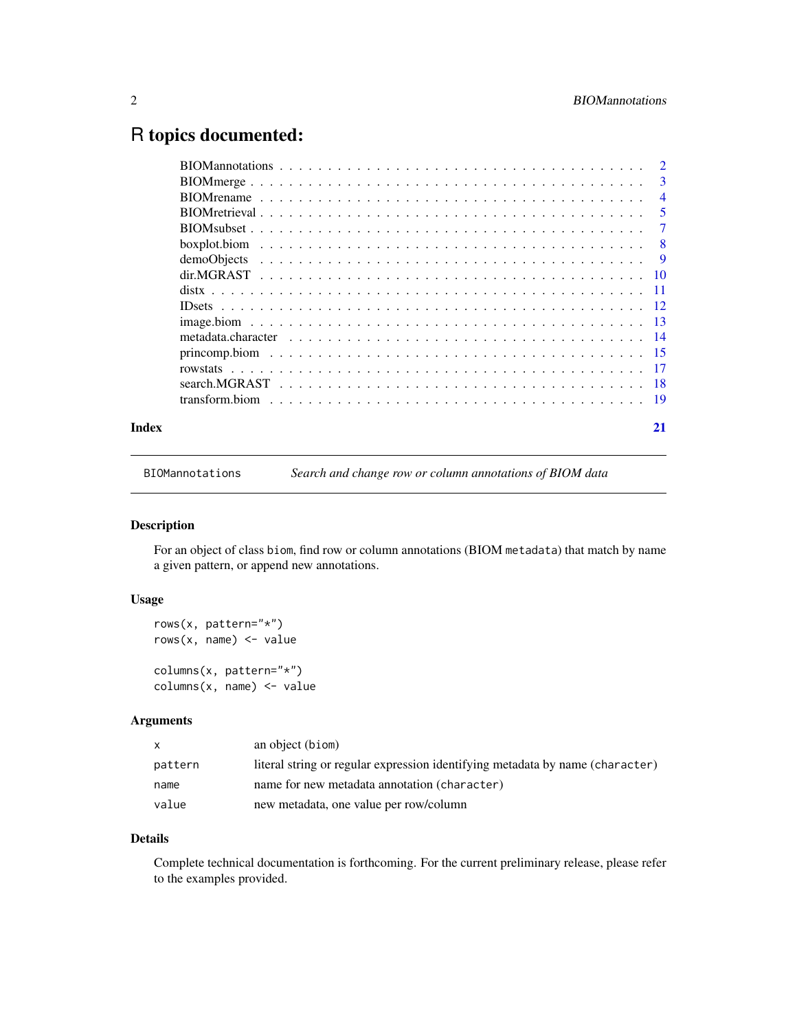# R topics documented:

| | |
|---|---|
| BIOMannotations | 2 |
| BIOMmerge | 3 |
| BIOMrename | 4 |
| BIOMretrieval | 5 |
| BIOMsubset | 7 |
| boxplot.biom | 8 |
| demoObjects | 9 |
| dir.MGRAST | 10 |
| distx | 11 |
| IDsets | 12 |
| image.biom | 13 |
| metadata.character | 14 |
| princomp.biom | 15 |
| rowstats | 17 |
| search.MGRAST | 18 |
| transform.biom | 19 |
| **Index** | **21** |

---

`BIOMannotations` *Search and change row or column annotations of BIOM data*

---

### Description

For an object of class `biom`, find row or column annotations (BIOM `metadata`) that match by name a given pattern, or append new annotations.

### Usage

```
rows(x, pattern="*")
rows(x, name) <- value

columns(x, pattern="*")
columns(x, name) <- value
```

### Arguments

| | |
|---|---|
| `x` | an object (`biom`) |
| `pattern` | literal string or regular expression identifying metadata by name (`character`) |
| `name` | name for new metadata annotation (`character`) |
| `value` | new metadata, one value per row/column |

### Details

Complete technical documentation is forthcoming. For the current preliminary release, please refer to the examples provided.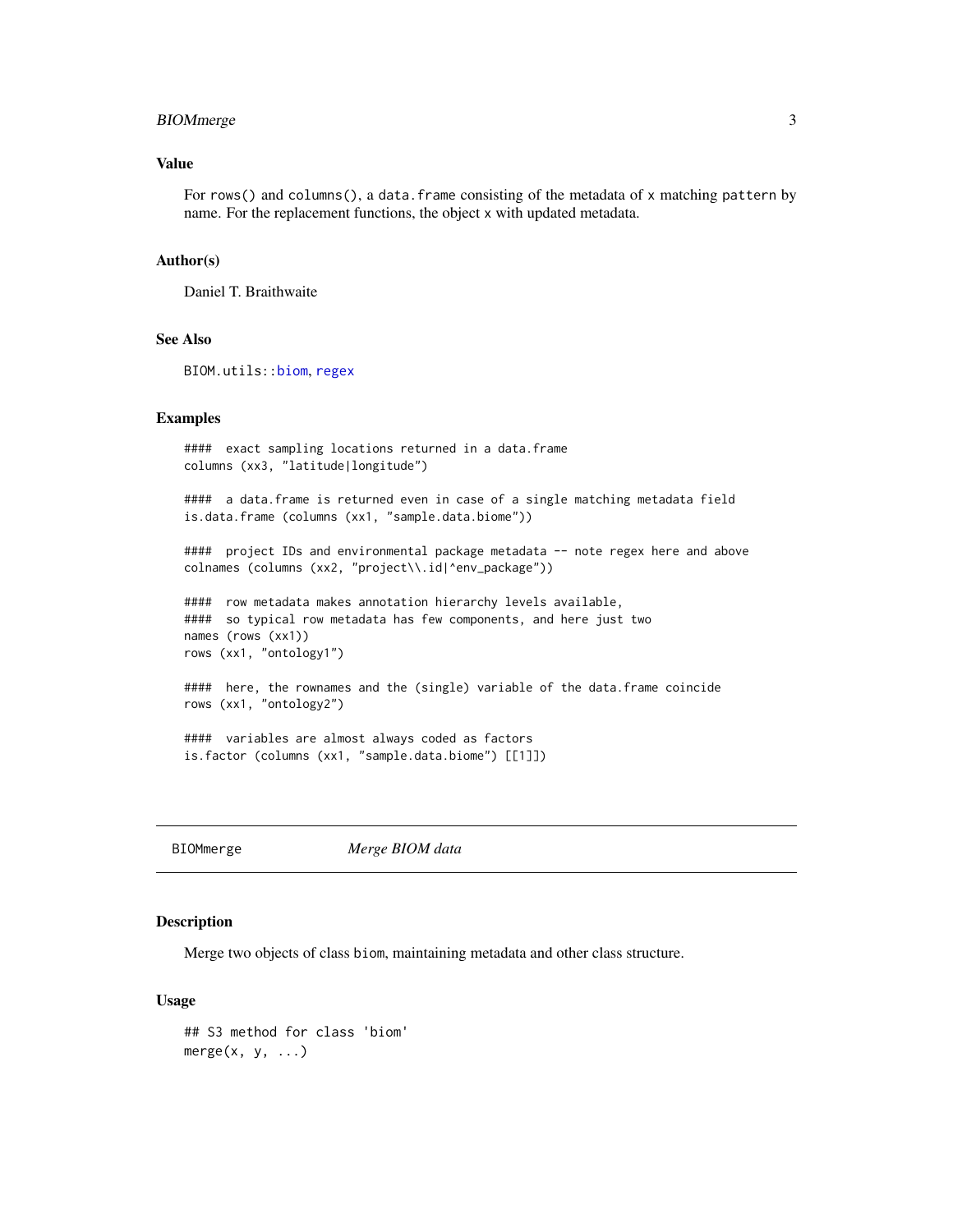### Value

For `rows()` and `columns()`, a `data.frame` consisting of the metadata of `x` matching `pattern` by name. For the replacement functions, the object `x` with updated metadata.

### Author(s)

Daniel T. Braithwaite

### See Also

`BIOM.utils::biom`, `regex`

### Examples

```
####  exact sampling locations returned in a data.frame
columns (xx3, "latitude|longitude")

####  a data.frame is returned even in case of a single matching metadata field
is.data.frame (columns (xx1, "sample.data.biome"))

####  project IDs and environmental package metadata -- note regex here and above
colnames (columns (xx2, "project\\.id|^env_package"))

####  row metadata makes annotation hierarchy levels available,
####  so typical row metadata has few components, and here just two
names (rows (xx1))
rows (xx1, "ontology1")

####  here, the rownames and the (single) variable of the data.frame coincide
rows (xx1, "ontology2")

####  variables are almost always coded as factors
is.factor (columns (xx1, "sample.data.biome") [[1]])
```

---

## BIOMmerge — *Merge BIOM data*

### Description

Merge two objects of class `biom`, maintaining metadata and other class structure.

### Usage

```
## S3 method for class 'biom'
merge(x, y, ...)
```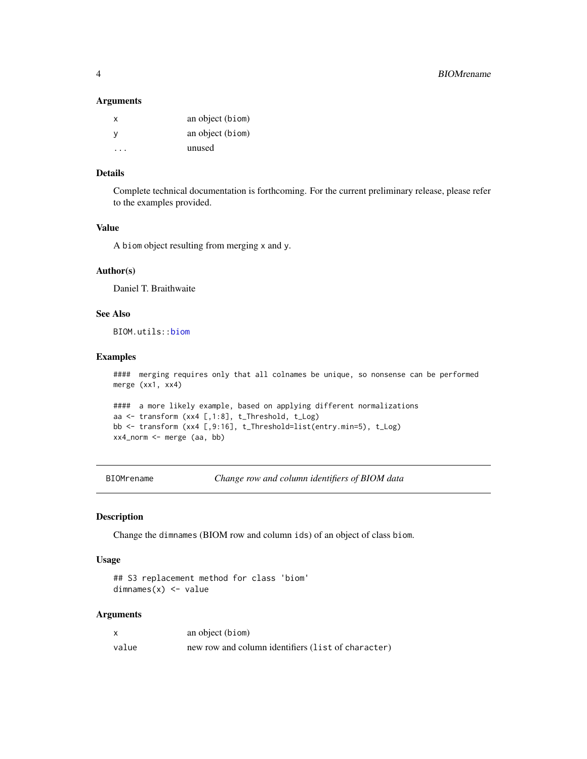### Arguments

| | |
|---|---|
| x | an object (biom) |
| y | an object (biom) |
| ... | unused |

### Details

Complete technical documentation is forthcoming. For the current preliminary release, please refer to the examples provided.

### Value

A biom object resulting from merging x and y.

### Author(s)

Daniel T. Braithwaite

### See Also

BIOM.utils::biom

### Examples

```
####  merging requires only that all colnames be unique, so nonsense can be performed
merge (xx1, xx4)

####  a more likely example, based on applying different normalizations
aa <- transform (xx4 [,1:8], t_Threshold, t_Log)
bb <- transform (xx4 [,9:16], t_Threshold=list(entry.min=5), t_Log)
xx4_norm <- merge (aa, bb)
```

---

## BIOMrename — *Change row and column identifiers of BIOM data*

### Description

Change the dimnames (BIOM row and column ids) of an object of class biom.

### Usage

```
## S3 replacement method for class 'biom'
dimnames(x) <- value
```

### Arguments

| | |
|---|---|
| x | an object (biom) |
| value | new row and column identifiers (list of character) |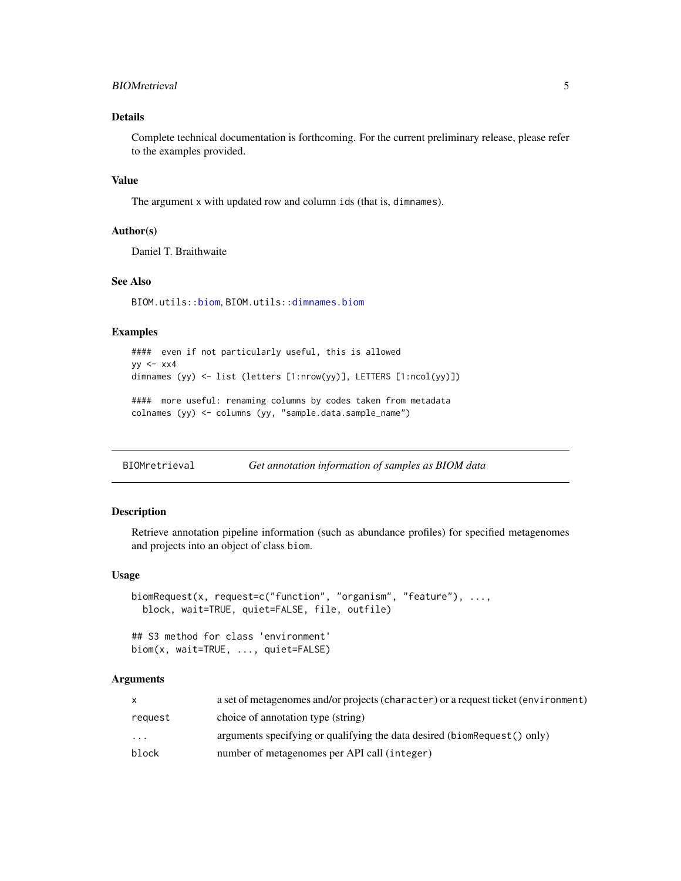### Details

Complete technical documentation is forthcoming. For the current preliminary release, please refer to the examples provided.

### Value

The argument `x` with updated row and column `ids` (that is, `dimnames`).

### Author(s)

Daniel T. Braithwaite

### See Also

`BIOM.utils::biom`, `BIOM.utils::dimnames.biom`

### Examples

```
####  even if not particularly useful, this is allowed
yy <- xx4
dimnames (yy) <- list (letters [1:nrow(yy)], LETTERS [1:ncol(yy)])

####  more useful: renaming columns by codes taken from metadata
colnames (yy) <- columns (yy, "sample.data.sample_name")
```

---

## BIOMretrieval — *Get annotation information of samples as BIOM data*

### Description

Retrieve annotation pipeline information (such as abundance profiles) for specified metagenomes and projects into an object of class `biom`.

### Usage

```
biomRequest(x, request=c("function", "organism", "feature"), ...,
  block, wait=TRUE, quiet=FALSE, file, outfile)

## S3 method for class 'environment'
biom(x, wait=TRUE, ..., quiet=FALSE)
```

### Arguments

| | |
|---|---|
| `x` | a set of metagenomes and/or projects (`character`) or a request ticket (`environment`) |
| `request` | choice of annotation type (string) |
| `...` | arguments specifying or qualifying the data desired (`biomRequest()` only) |
| `block` | number of metagenomes per API call (`integer`) |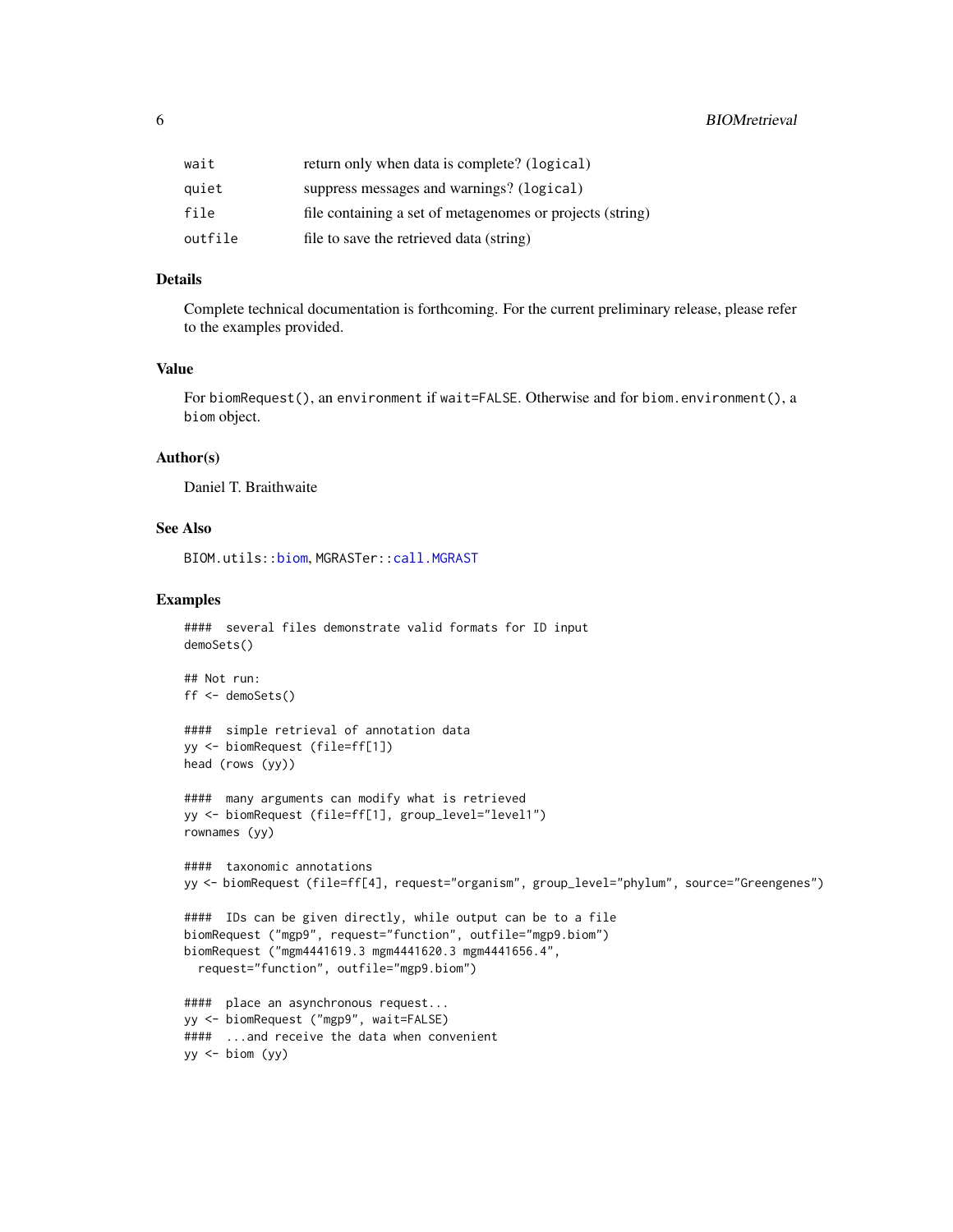| | |
|---|---|
| `wait` | return only when data is complete? (`logical`) |
| `quiet` | suppress messages and warnings? (`logical`) |
| `file` | file containing a set of metagenomes or projects (string) |
| `outfile` | file to save the retrieved data (string) |

### Details

Complete technical documentation is forthcoming. For the current preliminary release, please refer to the examples provided.

### Value

For `biomRequest()`, an `environment` if `wait=FALSE`. Otherwise and for `biom.environment()`, a `biom` object.

### Author(s)

Daniel T. Braithwaite

### See Also

`BIOM.utils::biom`, `MGRASTer::call.MGRAST`

### Examples

```
####  several files demonstrate valid formats for ID input
demoSets()

## Not run:
ff <- demoSets()

####  simple retrieval of annotation data
yy <- biomRequest (file=ff[1])
head (rows (yy))

####  many arguments can modify what is retrieved
yy <- biomRequest (file=ff[1], group_level="level1")
rownames (yy)

####  taxonomic annotations
yy <- biomRequest (file=ff[4], request="organism", group_level="phylum", source="Greengenes")

####  IDs can be given directly, while output can be to a file
biomRequest ("mgp9", request="function", outfile="mgp9.biom")
biomRequest ("mgm4441619.3 mgm4441620.3 mgm4441656.4",
  request="function", outfile="mgp9.biom")

####  place an asynchronous request...
yy <- biomRequest ("mgp9", wait=FALSE)
####  ...and receive the data when convenient
yy <- biom (yy)
```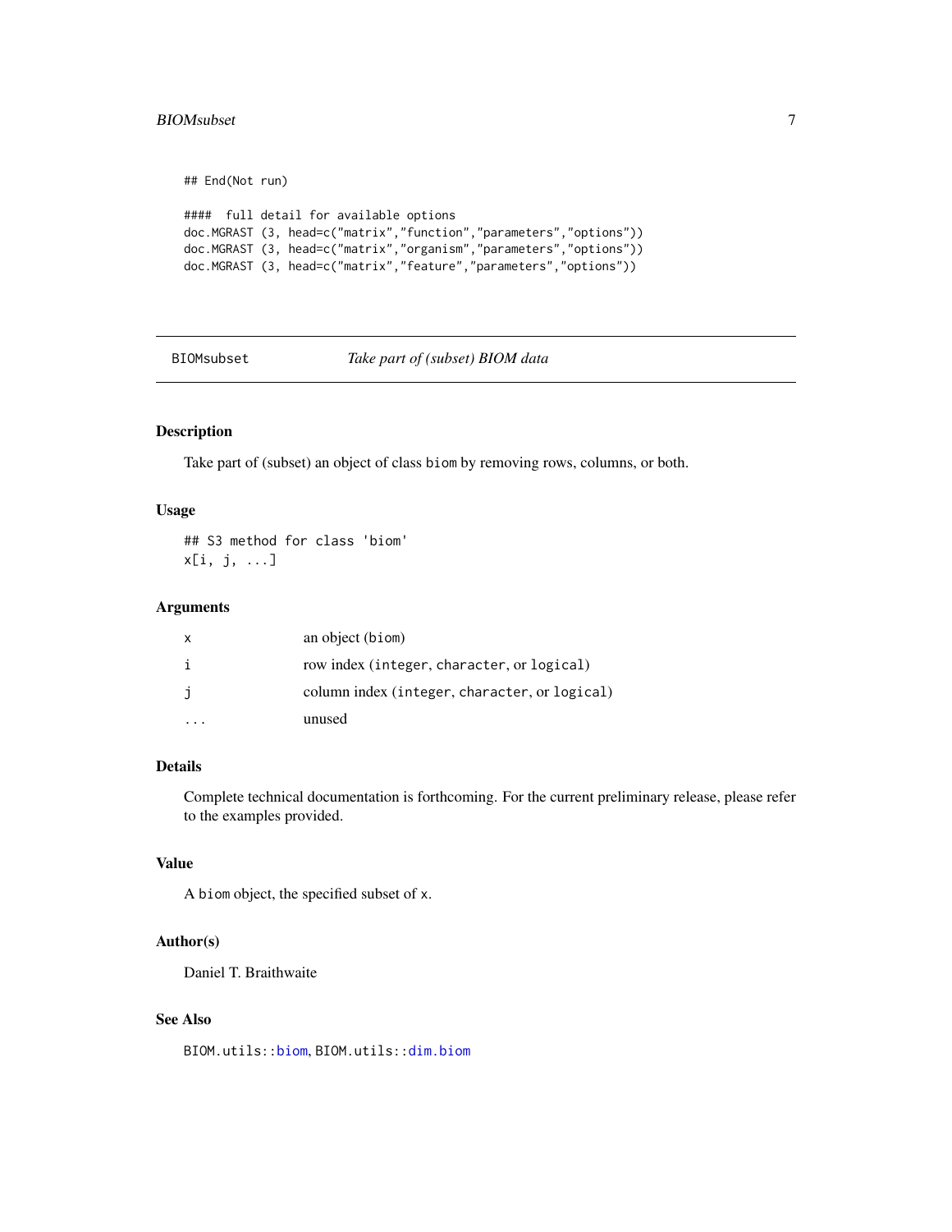```
## End(Not run)

#### full detail for available options
doc.MGRAST (3, head=c("matrix","function","parameters","options"))
doc.MGRAST (3, head=c("matrix","organism","parameters","options"))
doc.MGRAST (3, head=c("matrix","feature","parameters","options"))
```

---

## BIOMsubset *Take part of (subset) BIOM data*

---

### Description

Take part of (subset) an object of class `biom` by removing rows, columns, or both.

### Usage

```
## S3 method for class 'biom'
x[i, j, ...]
```

### Arguments

| | |
|---|---|
| x | an object (biom) |
| i | row index (integer, character, or logical) |
| j | column index (integer, character, or logical) |
| ... | unused |

### Details

Complete technical documentation is forthcoming. For the current preliminary release, please refer to the examples provided.

### Value

A `biom` object, the specified subset of `x`.

### Author(s)

Daniel T. Braithwaite

### See Also

`BIOM.utils::biom`, `BIOM.utils::dim.biom`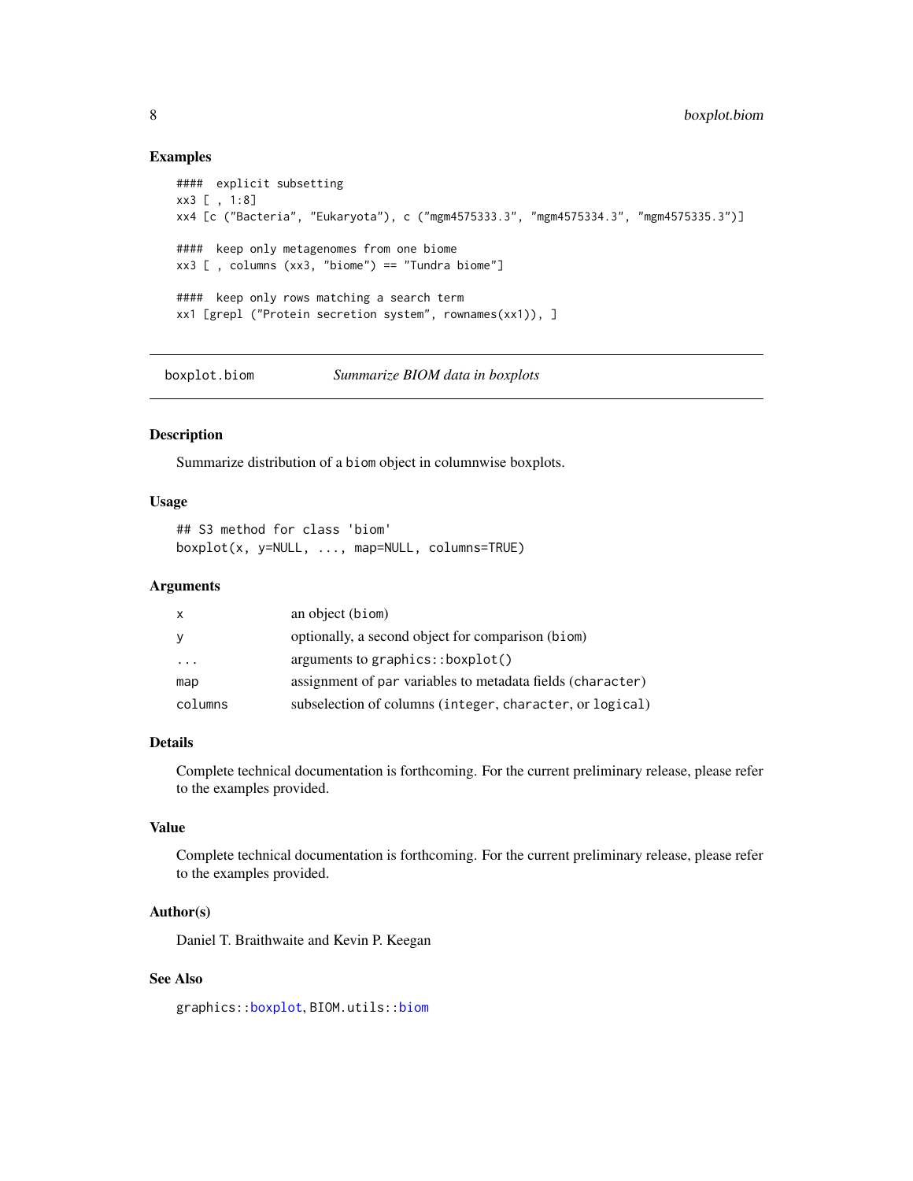## Examples

```
####  explicit subsetting
xx3 [ , 1:8]
xx4 [c ("Bacteria", "Eukaryota"), c ("mgm4575333.3", "mgm4575334.3", "mgm4575335.3")]

####  keep only metagenomes from one biome
xx3 [ , columns (xx3, "biome") == "Tundra biome"]

####  keep only rows matching a search term
xx1 [grepl ("Protein secretion system", rownames(xx1)), ]
```

---

## boxplot.biome    *Summarize BIOM data in boxplots*

---

### Description

Summarize distribution of a `biom` object in columnwise boxplots.

### Usage

```
## S3 method for class 'biom'
boxplot(x, y=NULL, ..., map=NULL, columns=TRUE)
```

### Arguments

| | |
|---|---|
| `x` | an object (`biom`) |
| `y` | optionally, a second object for comparison (`biom`) |
| `...` | arguments to `graphics::boxplot()` |
| `map` | assignment of `par` variables to metadata fields (`character`) |
| `columns` | subselection of columns (`integer`, `character`, or `logical`) |

### Details

Complete technical documentation is forthcoming. For the current preliminary release, please refer to the examples provided.

### Value

Complete technical documentation is forthcoming. For the current preliminary release, please refer to the examples provided.

### Author(s)

Daniel T. Braithwaite and Kevin P. Keegan

### See Also

`graphics::boxplot`, `BIOM.utils::biom`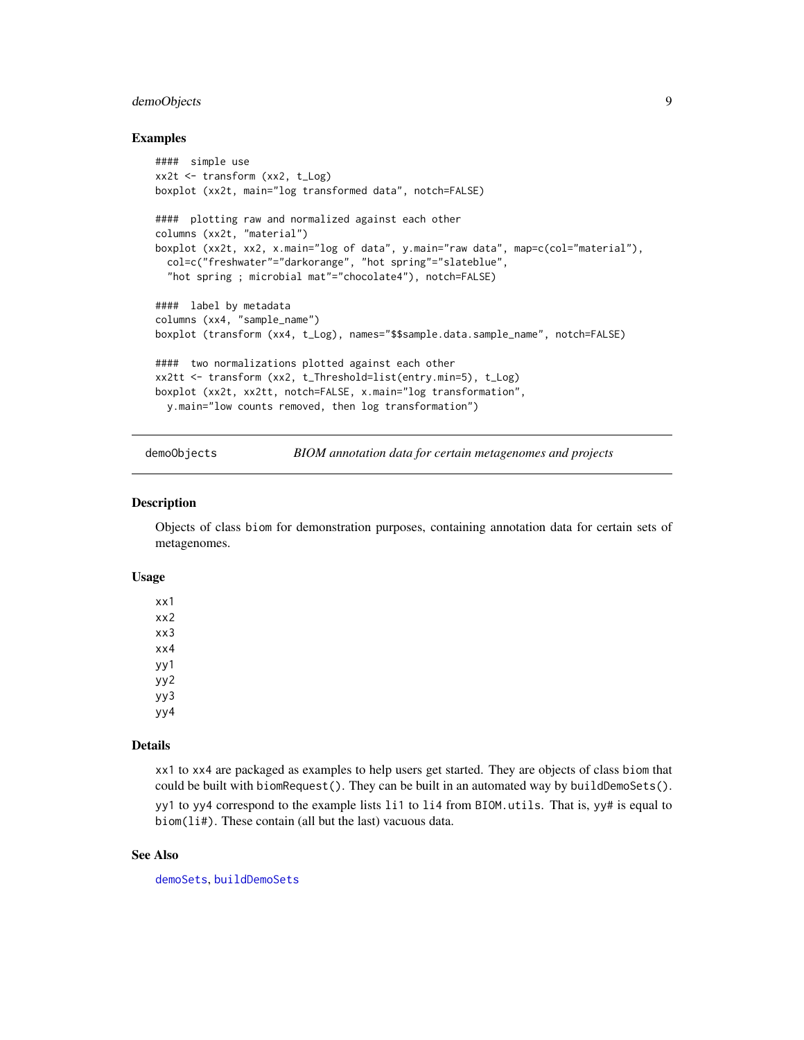### Examples

```
####  simple use
xx2t <- transform (xx2, t_Log)
boxplot (xx2t, main="log transformed data", notch=FALSE)

####  plotting raw and normalized against each other
columns (xx2t, "material")
boxplot (xx2t, xx2, x.main="log of data", y.main="raw data", map=c(col="material"),
  col=c("freshwater"="darkorange", "hot spring"="slateblue",
  "hot spring ; microbial mat"="chocolate4"), notch=FALSE)

####  label by metadata
columns (xx4, "sample_name")
boxplot (transform (xx4, t_Log), names="$$sample.data.sample_name", notch=FALSE)

####  two normalizations plotted against each other
xx2tt <- transform (xx2, t_Threshold=list(entry.min=5), t_Log)
boxplot (xx2t, xx2tt, notch=FALSE, x.main="log transformation",
  y.main="low counts removed, then log transformation")
```

---

## demoObjects    *BIOM annotation data for certain metagenomes and projects*

---

### Description

Objects of class `biom` for demonstration purposes, containing annotation data for certain sets of metagenomes.

### Usage

```
xx1
xx2
xx3
xx4
yy1
yy2
yy3
yy4
```

### Details

`xx1` to `xx4` are packaged as examples to help users get started. They are objects of class `biom` that could be built with `biomRequest()`. They can be built in an automated way by `buildDemoSets()`.

`yy1` to `yy4` correspond to the example lists `li1` to `li4` from `BIOM.utils`. That is, `yy#` is equal to `biom(li#)`. These contain (all but the last) vacuous data.

### See Also

`demoSets`, `buildDemoSets`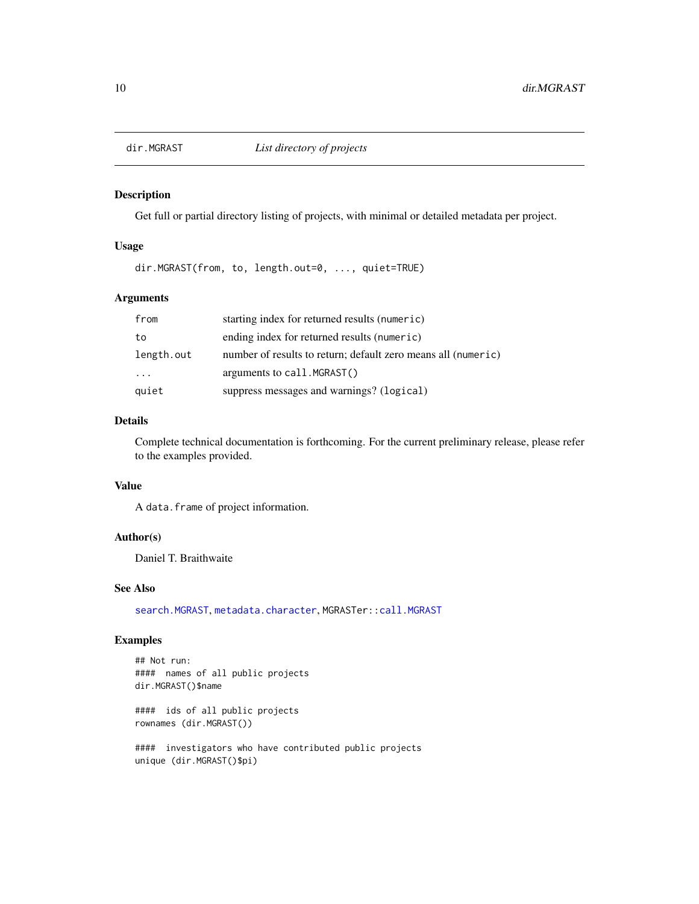# dir.MGRAST — *List directory of projects*

## Description

Get full or partial directory listing of projects, with minimal or detailed metadata per project.

## Usage

```
dir.MGRAST(from, to, length.out=0, ..., quiet=TRUE)
```

## Arguments

| | |
|---|---|
| `from` | starting index for returned results (`numeric`) |
| `to` | ending index for returned results (`numeric`) |
| `length.out` | number of results to return; default zero means all (`numeric`) |
| `...` | arguments to `call.MGRAST()` |
| `quiet` | suppress messages and warnings? (`logical`) |

## Details

Complete technical documentation is forthcoming. For the current preliminary release, please refer to the examples provided.

## Value

A `data.frame` of project information.

## Author(s)

Daniel T. Braithwaite

## See Also

`search.MGRAST`, `metadata.character`, `MGRASTer::call.MGRAST`

## Examples

```
## Not run:
####  names of all public projects
dir.MGRAST()$name

####  ids of all public projects
rownames (dir.MGRAST())

####  investigators who have contributed public projects
unique (dir.MGRAST()$pi)
```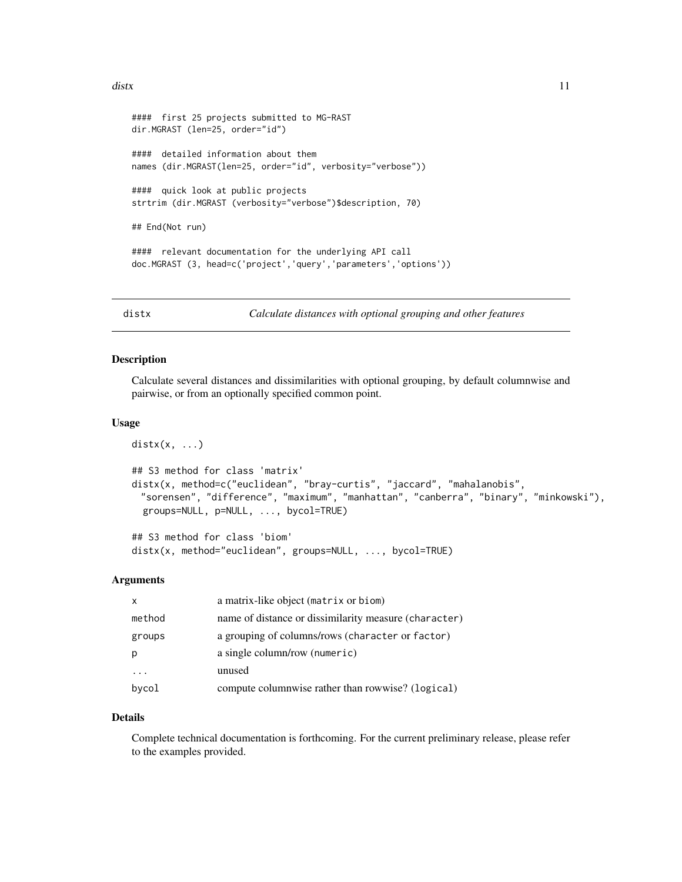```
#### first 25 projects submitted to MG-RAST
dir.MGRAST (len=25, order="id")

#### detailed information about them
names (dir.MGRAST(len=25, order="id", verbosity="verbose"))

#### quick look at public projects
strtrim (dir.MGRAST (verbosity="verbose")$description, 70)

## End(Not run)

#### relevant documentation for the underlying API call
doc.MGRAST (3, head=c('project','query','parameters','options'))
```

## distx — *Calculate distances with optional grouping and other features*

### Description

Calculate several distances and dissimilarities with optional grouping, by default columnwise and pairwise, or from an optionally specified common point.

### Usage

```
distx(x, ...)

## S3 method for class 'matrix'
distx(x, method=c("euclidean", "bray-curtis", "jaccard", "mahalanobis",
  "sorensen", "difference", "maximum", "manhattan", "canberra", "binary", "minkowski"),
  groups=NULL, p=NULL, ..., bycol=TRUE)

## S3 method for class 'biom'
distx(x, method="euclidean", groups=NULL, ..., bycol=TRUE)
```

### Arguments

| | |
|---|---|
| `x` | a matrix-like object (`matrix` or `biom`) |
| `method` | name of distance or dissimilarity measure (`character`) |
| `groups` | a grouping of columns/rows (`character` or `factor`) |
| `p` | a single column/row (`numeric`) |
| `...` | unused |
| `bycol` | compute columnwise rather than rowwise? (`logical`) |

### Details

Complete technical documentation is forthcoming. For the current preliminary release, please refer to the examples provided.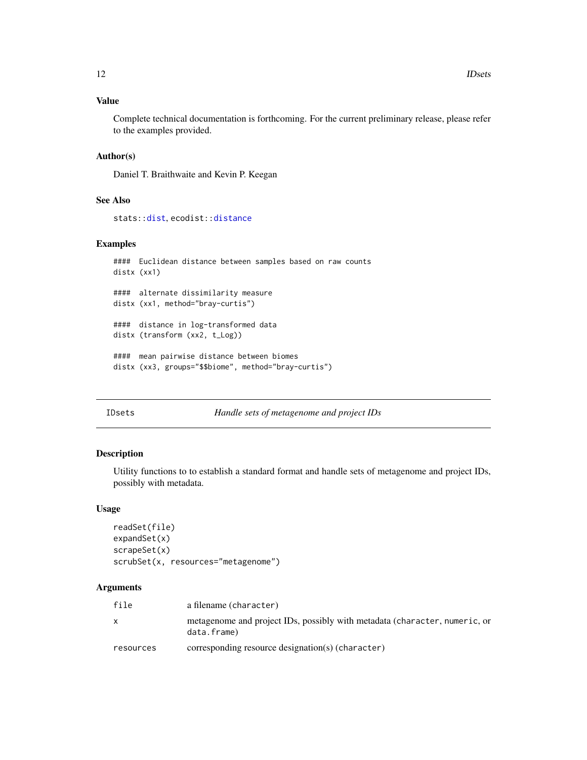### Value

Complete technical documentation is forthcoming. For the current preliminary release, please refer to the examples provided.

### Author(s)

Daniel T. Braithwaite and Kevin P. Keegan

### See Also

stats::dist, ecodist::distance

### Examples

```
####  Euclidean distance between samples based on raw counts
distx (xx1)

####  alternate dissimilarity measure
distx (xx1, method="bray-curtis")

####  distance in log-transformed data
distx (transform (xx2, t_Log))

####  mean pairwise distance between biomes
distx (xx3, groups="$$biome", method="bray-curtis")
```

---

## IDsets — *Handle sets of metagenome and project IDs*

### Description

Utility functions to to establish a standard format and handle sets of metagenome and project IDs, possibly with metadata.

### Usage

```
readSet(file)
expandSet(x)
scrapeSet(x)
scrubSet(x, resources="metagenome")
```

### Arguments

| | |
|---|---|
| file | a filename (character) |
| x | metagenome and project IDs, possibly with metadata (character, numeric, or data.frame) |
| resources | corresponding resource designation(s) (character) |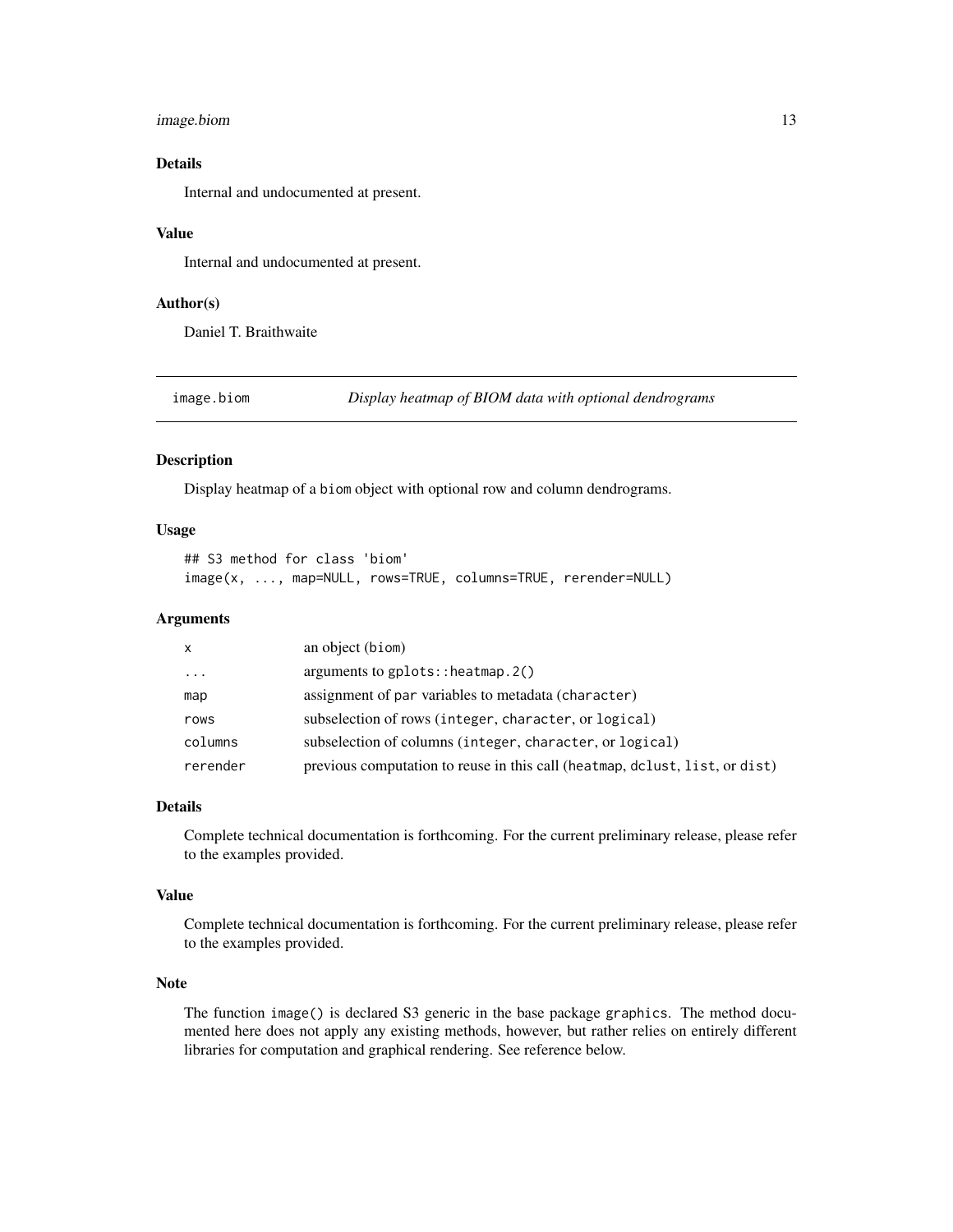### Details

Internal and undocumented at present.

### Value

Internal and undocumented at present.

### Author(s)

Daniel T. Braithwaite

---

## image.biom — *Display heatmap of BIOM data with optional dendrograms*

---

### Description

Display heatmap of a `biom` object with optional row and column dendrograms.

### Usage

```
## S3 method for class 'biom'
image(x, ..., map=NULL, rows=TRUE, columns=TRUE, rerender=NULL)
```

### Arguments

| | |
|---|---|
| `x` | an object (`biom`) |
| `...` | arguments to `gplots::heatmap.2()` |
| `map` | assignment of `par` variables to metadata (`character`) |
| `rows` | subselection of rows (`integer`, `character`, or `logical`) |
| `columns` | subselection of columns (`integer`, `character`, or `logical`) |
| `rerender` | previous computation to reuse in this call (`heatmap`, `dclust`, `list`, or `dist`) |

### Details

Complete technical documentation is forthcoming. For the current preliminary release, please refer to the examples provided.

### Value

Complete technical documentation is forthcoming. For the current preliminary release, please refer to the examples provided.

### Note

The function `image()` is declared S3 generic in the base package `graphics`. The method documented here does not apply any existing methods, however, but rather relies on entirely different libraries for computation and graphical rendering. See reference below.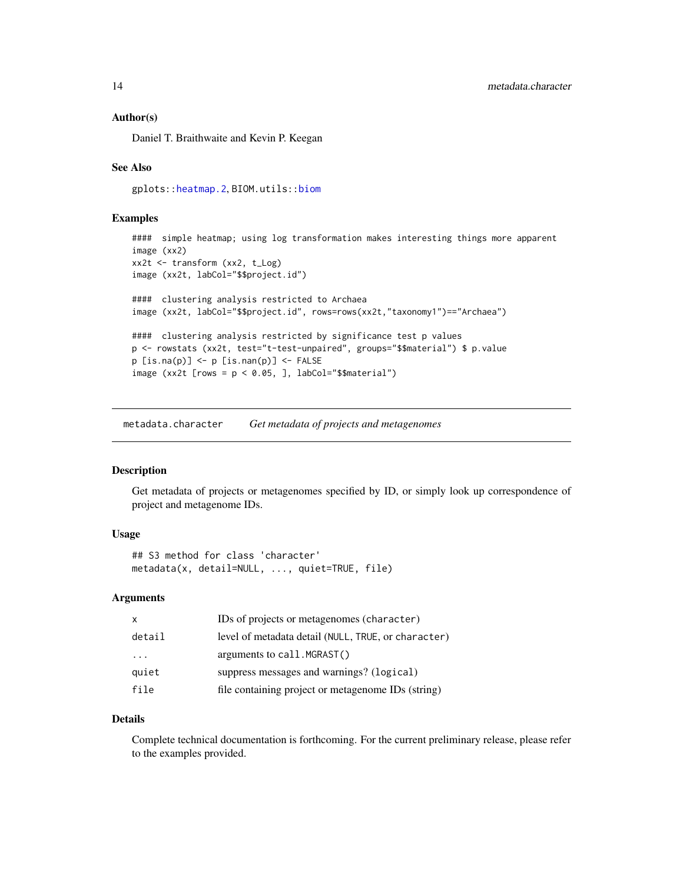### Author(s)

Daniel T. Braithwaite and Kevin P. Keegan

### See Also

gplots::heatmap.2, BIOM.utils::biom

### Examples

```
####  simple heatmap; using log transformation makes interesting things more apparent
image (xx2)
xx2t <- transform (xx2, t_Log)
image (xx2t, labCol="$$project.id")

####  clustering analysis restricted to Archaea
image (xx2t, labCol="$$project.id", rows=rows(xx2t,"taxonomy1")=="Archaea")

####  clustering analysis restricted by significance test p values
p <- rowstats (xx2t, test="t-test-unpaired", groups="$$material") $ p.value
p [is.na(p)] <- p [is.nan(p)] <- FALSE
image (xx2t [rows = p < 0.05, ], labCol="$$material")
```

---

## metadata.character — *Get metadata of projects and metagenomes*

### Description

Get metadata of projects or metagenomes specified by ID, or simply look up correspondence of project and metagenome IDs.

### Usage

```
## S3 method for class 'character'
metadata(x, detail=NULL, ..., quiet=TRUE, file)
```

### Arguments

| | |
|---|---|
| x | IDs of projects or metagenomes (character) |
| detail | level of metadata detail (NULL, TRUE, or character) |
| ... | arguments to call.MGRAST() |
| quiet | suppress messages and warnings? (logical) |
| file | file containing project or metagenome IDs (string) |

### Details

Complete technical documentation is forthcoming. For the current preliminary release, please refer to the examples provided.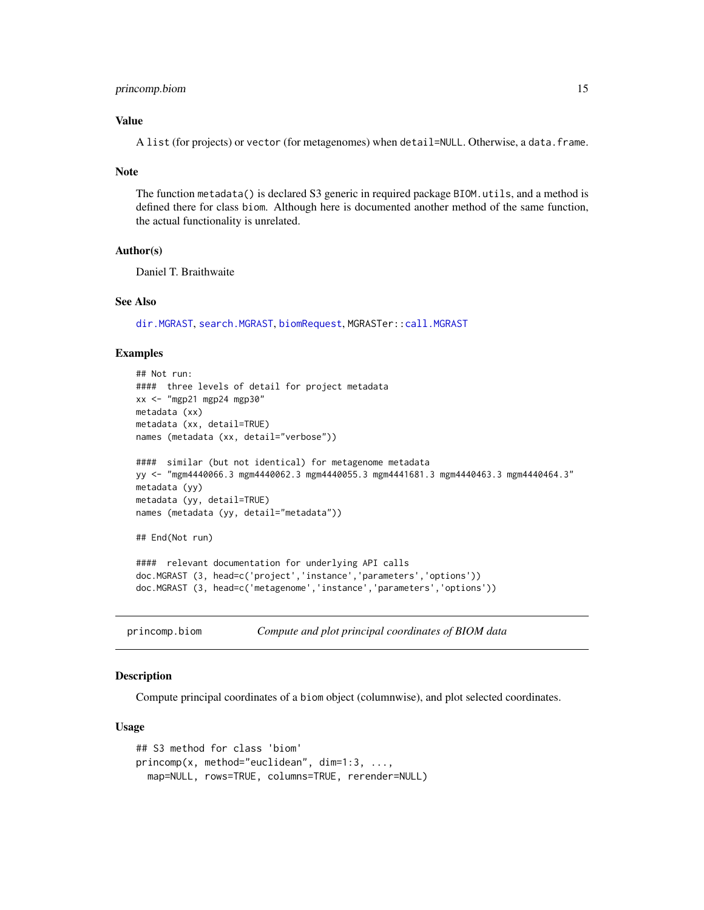### Value

A `list` (for projects) or `vector` (for metagenomes) when `detail=NULL`. Otherwise, a `data.frame`.

### Note

The function `metadata()` is declared S3 generic in required package `BIOM.utils`, and a method is defined there for class `biom`. Although here is documented another method of the same function, the actual functionality is unrelated.

### Author(s)

Daniel T. Braithwaite

### See Also

`dir.MGRAST`, `search.MGRAST`, `biomRequest`, `MGRASTer::call.MGRAST`

### Examples

```
## Not run:
####  three levels of detail for project metadata
xx <- "mgp21 mgp24 mgp30"
metadata (xx)
metadata (xx, detail=TRUE)
names (metadata (xx, detail="verbose"))

####  similar (but not identical) for metagenome metadata
yy <- "mgm4440066.3 mgm4440062.3 mgm4440055.3 mgm4441681.3 mgm4440463.3 mgm4440464.3"
metadata (yy)
metadata (yy, detail=TRUE)
names (metadata (yy, detail="metadata"))

## End(Not run)

####  relevant documentation for underlying API calls
doc.MGRAST (3, head=c('project','instance','parameters','options'))
doc.MGRAST (3, head=c('metagenome','instance','parameters','options'))
```

---

## princomp.biom — *Compute and plot principal coordinates of BIOM data*

### Description

Compute principal coordinates of a `biom` object (columnwise), and plot selected coordinates.

### Usage

```
## S3 method for class 'biom'
princomp(x, method="euclidean", dim=1:3, ...,
  map=NULL, rows=TRUE, columns=TRUE, rerender=NULL)
```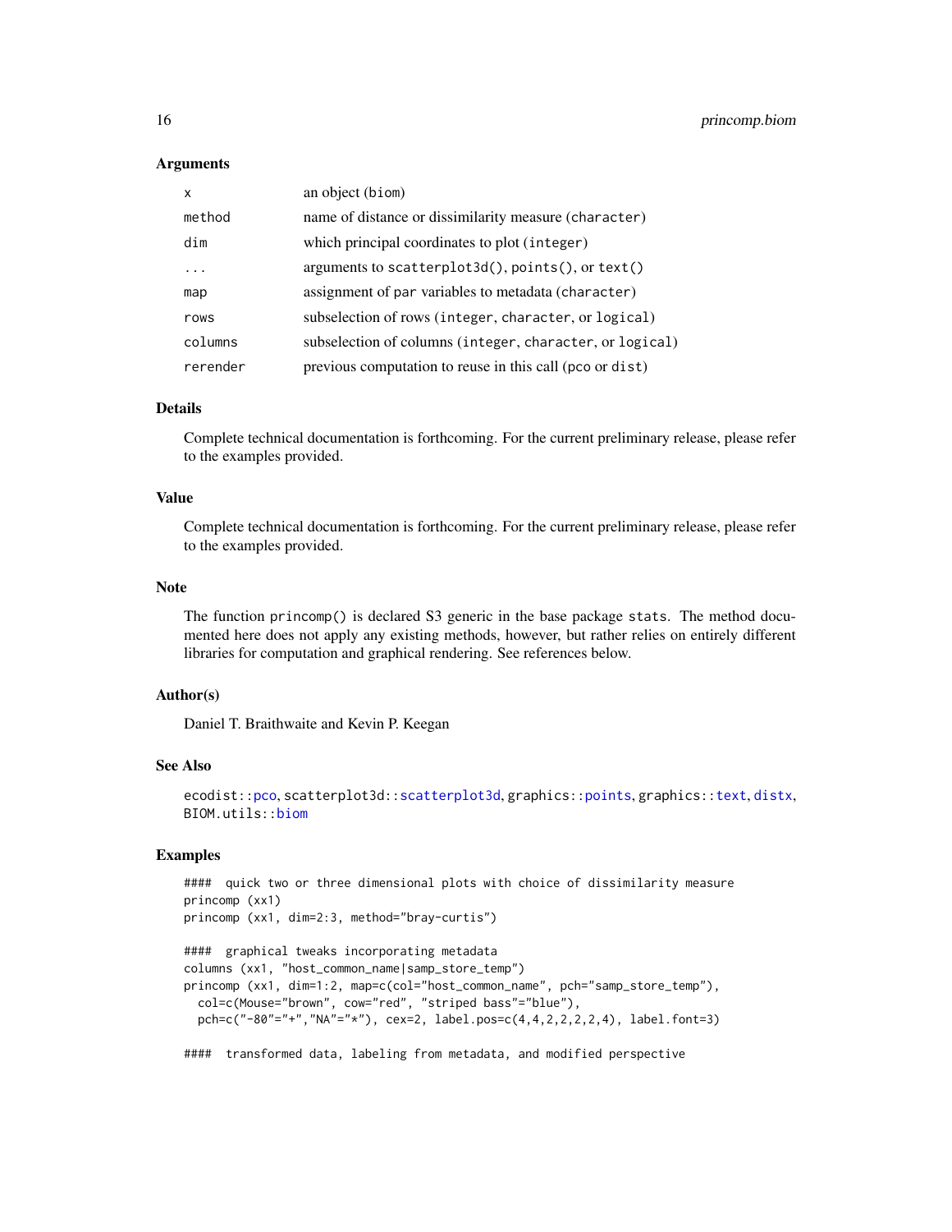### Arguments

| | |
|---|---|
| `x` | an object (`biom`) |
| `method` | name of distance or dissimilarity measure (`character`) |
| `dim` | which principal coordinates to plot (`integer`) |
| `...` | arguments to `scatterplot3d()`, `points()`, or `text()` |
| `map` | assignment of `par` variables to metadata (`character`) |
| `rows` | subselection of rows (`integer`, `character`, or `logical`) |
| `columns` | subselection of columns (`integer`, `character`, or `logical`) |
| `rerender` | previous computation to reuse in this call (`pco` or `dist`) |

### Details

Complete technical documentation is forthcoming. For the current preliminary release, please refer to the examples provided.

### Value

Complete technical documentation is forthcoming. For the current preliminary release, please refer to the examples provided.

### Note

The function `princomp()` is declared S3 generic in the base package `stats`. The method documented here does not apply any existing methods, however, but rather relies on entirely different libraries for computation and graphical rendering. See references below.

### Author(s)

Daniel T. Braithwaite and Kevin P. Keegan

### See Also

`ecodist::pco`, `scatterplot3d::scatterplot3d`, `graphics::points`, `graphics::text`, `distx`, `BIOM.utils::biom`

### Examples

```
####  quick two or three dimensional plots with choice of dissimilarity measure
princomp (xx1)
princomp (xx1, dim=2:3, method="bray-curtis")

####  graphical tweaks incorporating metadata
columns (xx1, "host_common_name|samp_store_temp")
princomp (xx1, dim=1:2, map=c(col="host_common_name", pch="samp_store_temp"),
  col=c(Mouse="brown", cow="red", "striped bass"="blue"),
  pch=c("-80"="+","NA"="*"), cex=2, label.pos=c(4,4,2,2,2,2,4), label.font=3)

####  transformed data, labeling from metadata, and modified perspective
```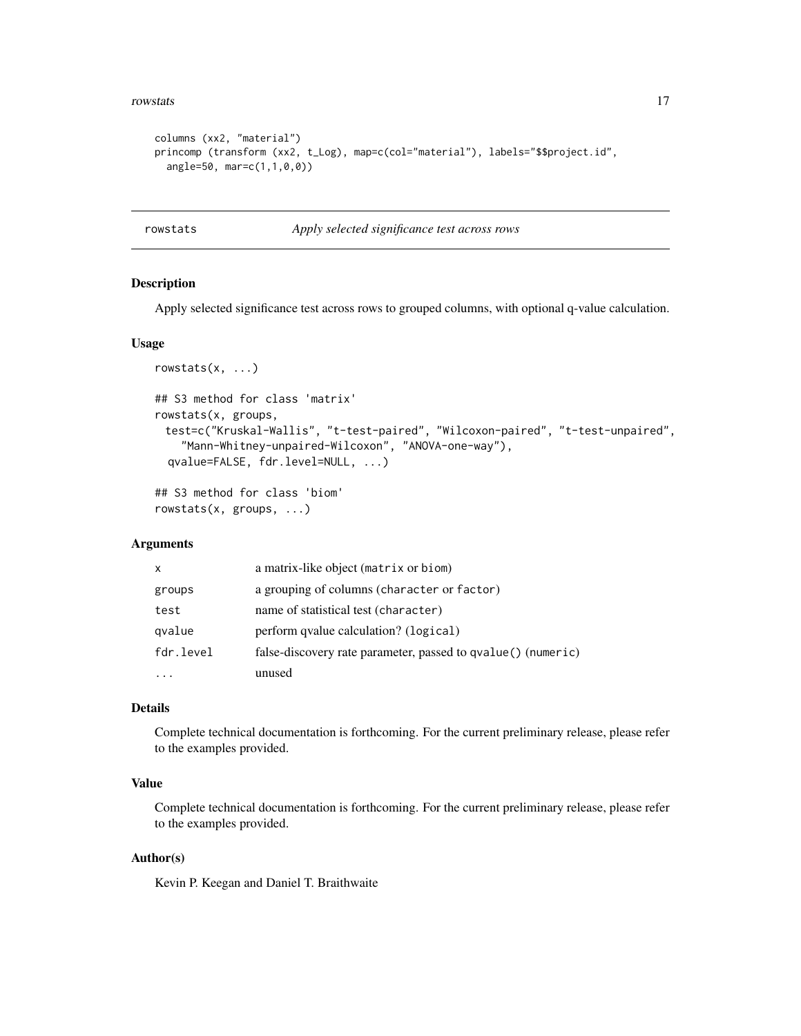```
columns (xx2, "material")
princomp (transform (xx2, t_Log), map=c(col="material"), labels="$$project.id",
  angle=50, mar=c(1,1,0,0))
```

---

## rowstats — *Apply selected significance test across rows*

### Description

Apply selected significance test across rows to grouped columns, with optional q-value calculation.

### Usage

```
rowstats(x, ...)

## S3 method for class 'matrix'
rowstats(x, groups,
  test=c("Kruskal-Wallis", "t-test-paired", "Wilcoxon-paired", "t-test-unpaired",
    "Mann-Whitney-unpaired-Wilcoxon", "ANOVA-one-way"),
  qvalue=FALSE, fdr.level=NULL, ...)

## S3 method for class 'biom'
rowstats(x, groups, ...)
```

### Arguments

| | |
|---|---|
| `x` | a matrix-like object (`matrix` or `biom`) |
| `groups` | a grouping of columns (`character` or `factor`) |
| `test` | name of statistical test (`character`) |
| `qvalue` | perform qvalue calculation? (`logical`) |
| `fdr.level` | false-discovery rate parameter, passed to `qvalue()` (`numeric`) |
| `...` | unused |

### Details

Complete technical documentation is forthcoming. For the current preliminary release, please refer to the examples provided.

### Value

Complete technical documentation is forthcoming. For the current preliminary release, please refer to the examples provided.

### Author(s)

Kevin P. Keegan and Daniel T. Braithwaite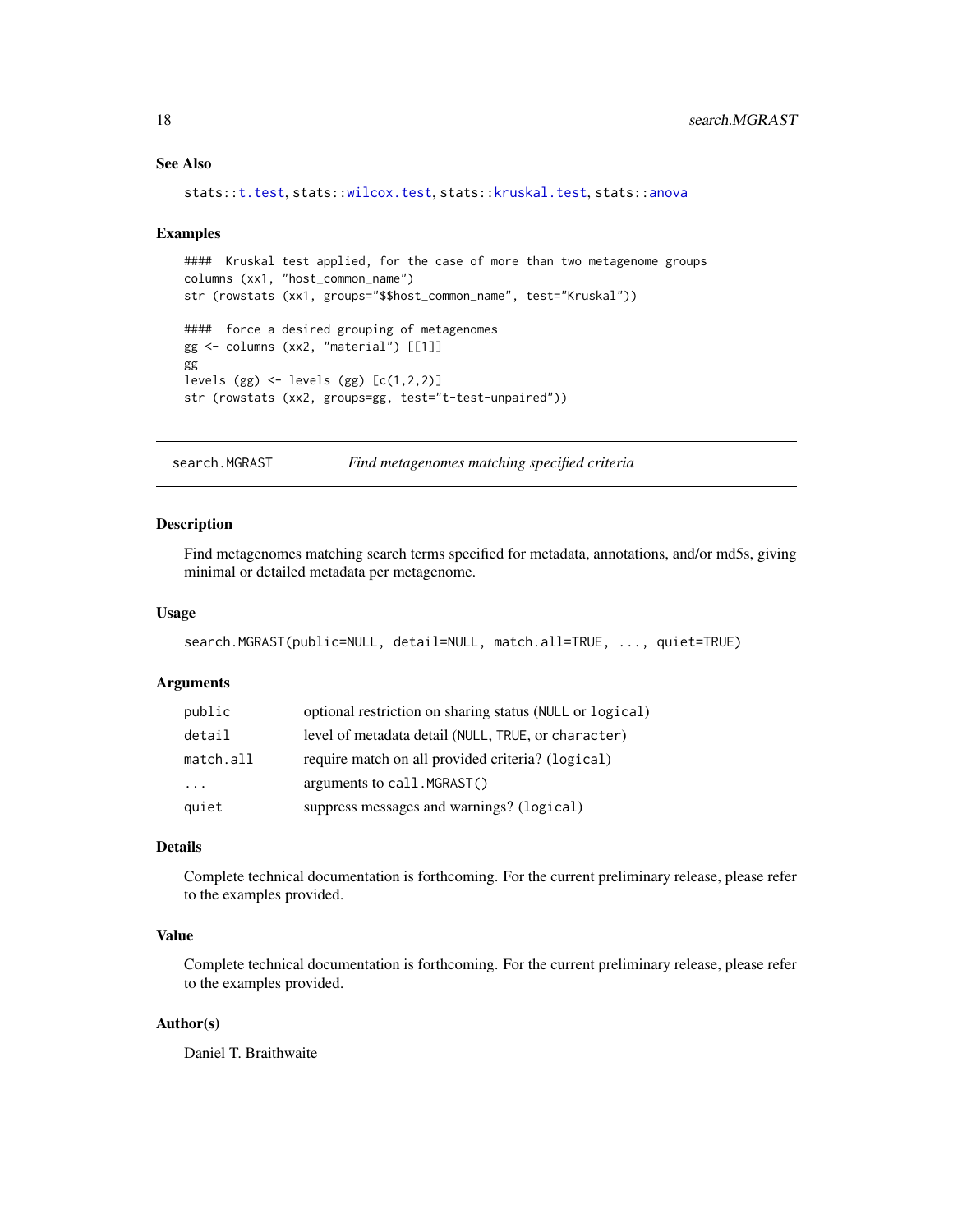### See Also

`stats::t.test`, `stats::wilcox.test`, `stats::kruskal.test`, `stats::anova`

### Examples

```
####  Kruskal test applied, for the case of more than two metagenome groups
columns (xx1, "host_common_name")
str (rowstats (xx1, groups="$$host_common_name", test="Kruskal"))

####  force a desired grouping of metagenomes
gg <- columns (xx2, "material") [[1]]
gg
levels (gg) <- levels (gg) [c(1,2,2)]
str (rowstats (xx2, groups=gg, test="t-test-unpaired"))
```

---

## search.MGRAST — *Find metagenomes matching specified criteria*

### Description

Find metagenomes matching search terms specified for metadata, annotations, and/or md5s, giving minimal or detailed metadata per metagenome.

### Usage

```
search.MGRAST(public=NULL, detail=NULL, match.all=TRUE, ..., quiet=TRUE)
```

### Arguments

| | |
|---|---|
| `public` | optional restriction on sharing status (`NULL` or `logical`) |
| `detail` | level of metadata detail (`NULL`, `TRUE`, or `character`) |
| `match.all` | require match on all provided criteria? (`logical`) |
| `...` | arguments to `call.MGRAST()` |
| `quiet` | suppress messages and warnings? (`logical`) |

### Details

Complete technical documentation is forthcoming. For the current preliminary release, please refer to the examples provided.

### Value

Complete technical documentation is forthcoming. For the current preliminary release, please refer to the examples provided.

### Author(s)

Daniel T. Braithwaite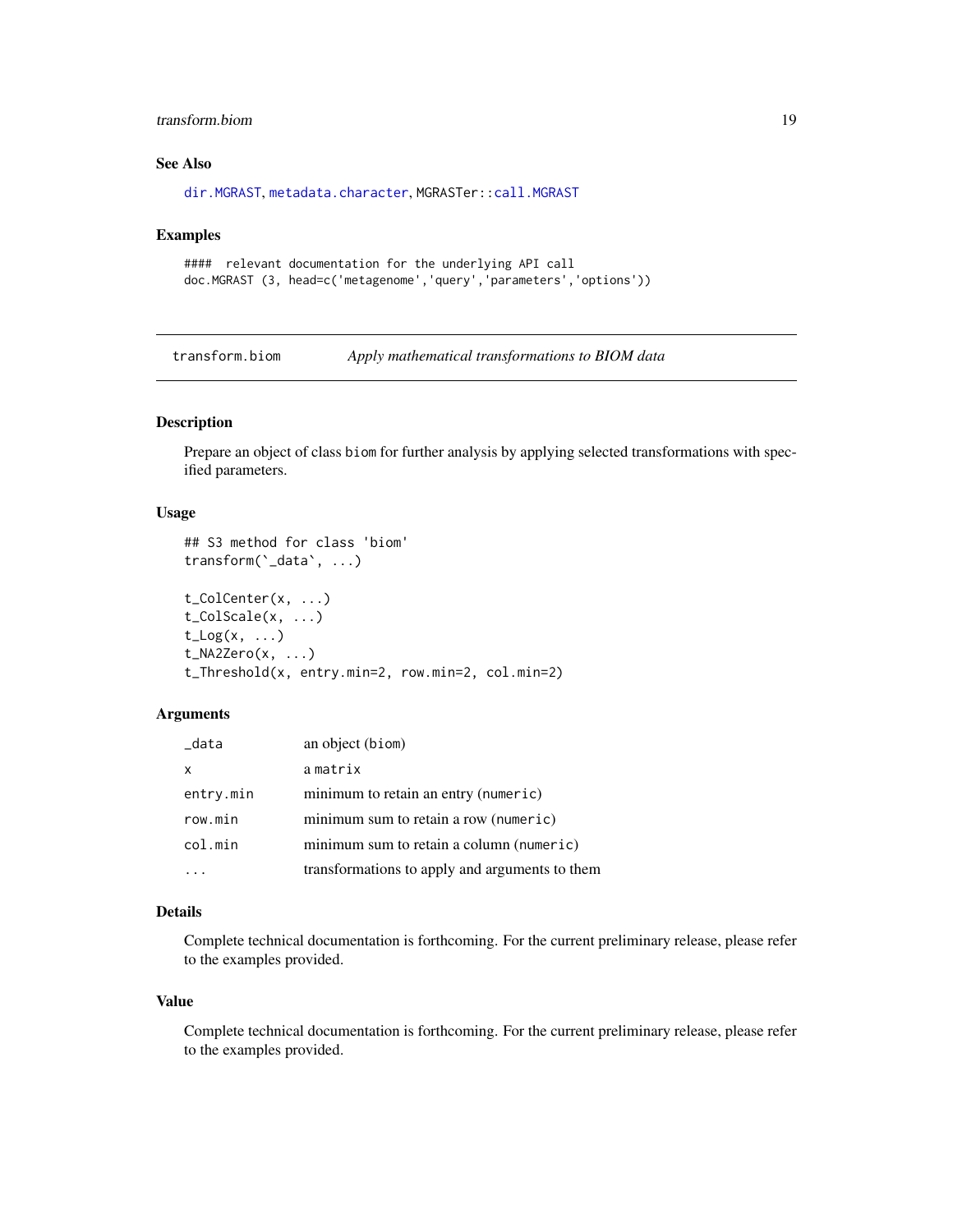## See Also

dir.MGRAST, metadata.character, MGRASTer::call.MGRAST

## Examples

```
####  relevant documentation for the underlying API call
doc.MGRAST (3, head=c('metagenome','query','parameters','options'))
```

---

# transform.biom — *Apply mathematical transformations to BIOM data*

## Description

Prepare an object of class biom for further analysis by applying selected transformations with specified parameters.

## Usage

```
## S3 method for class 'biom'
transform(`_data`, ...)

t_ColCenter(x, ...)
t_ColScale(x, ...)
t_Log(x, ...)
t_NA2Zero(x, ...)
t_Threshold(x, entry.min=2, row.min=2, col.min=2)
```

## Arguments

| | |
|---|---|
| `_data` | an object (biom) |
| `x` | a matrix |
| `entry.min` | minimum to retain an entry (numeric) |
| `row.min` | minimum sum to retain a row (numeric) |
| `col.min` | minimum sum to retain a column (numeric) |
| `...` | transformations to apply and arguments to them |

## Details

Complete technical documentation is forthcoming. For the current preliminary release, please refer to the examples provided.

## Value

Complete technical documentation is forthcoming. For the current preliminary release, please refer to the examples provided.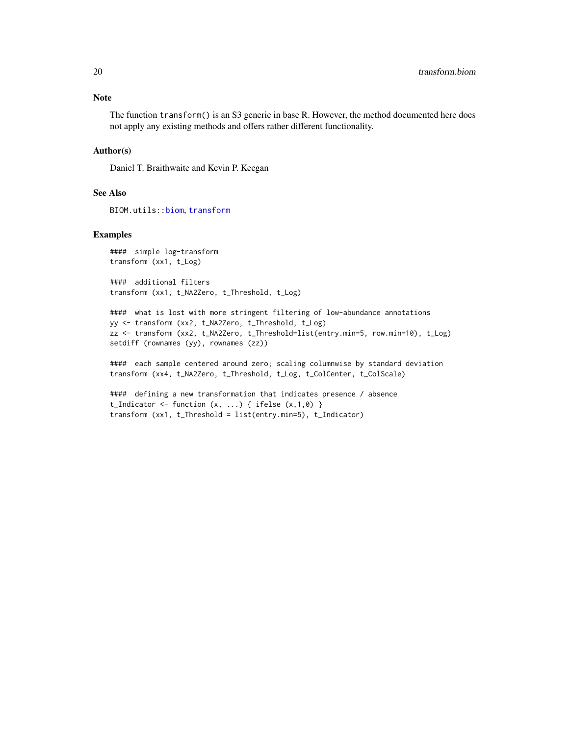## Note

The function `transform()` is an S3 generic in base R. However, the method documented here does not apply any existing methods and offers rather different functionality.

## Author(s)

Daniel T. Braithwaite and Kevin P. Keegan

## See Also

BIOM.utils::biom, transform

## Examples

```
#### simple log-transform
transform (xx1, t_Log)

#### additional filters
transform (xx1, t_NA2Zero, t_Threshold, t_Log)

#### what is lost with more stringent filtering of low-abundance annotations
yy <- transform (xx2, t_NA2Zero, t_Threshold, t_Log)
zz <- transform (xx2, t_NA2Zero, t_Threshold=list(entry.min=5, row.min=10), t_Log)
setdiff (rownames (yy), rownames (zz))

#### each sample centered around zero; scaling columnwise by standard deviation
transform (xx4, t_NA2Zero, t_Threshold, t_Log, t_ColCenter, t_ColScale)

#### defining a new transformation that indicates presence / absence
t_Indicator <- function (x, ...) { ifelse (x,1,0) }
transform (xx1, t_Threshold = list(entry.min=5), t_Indicator)
```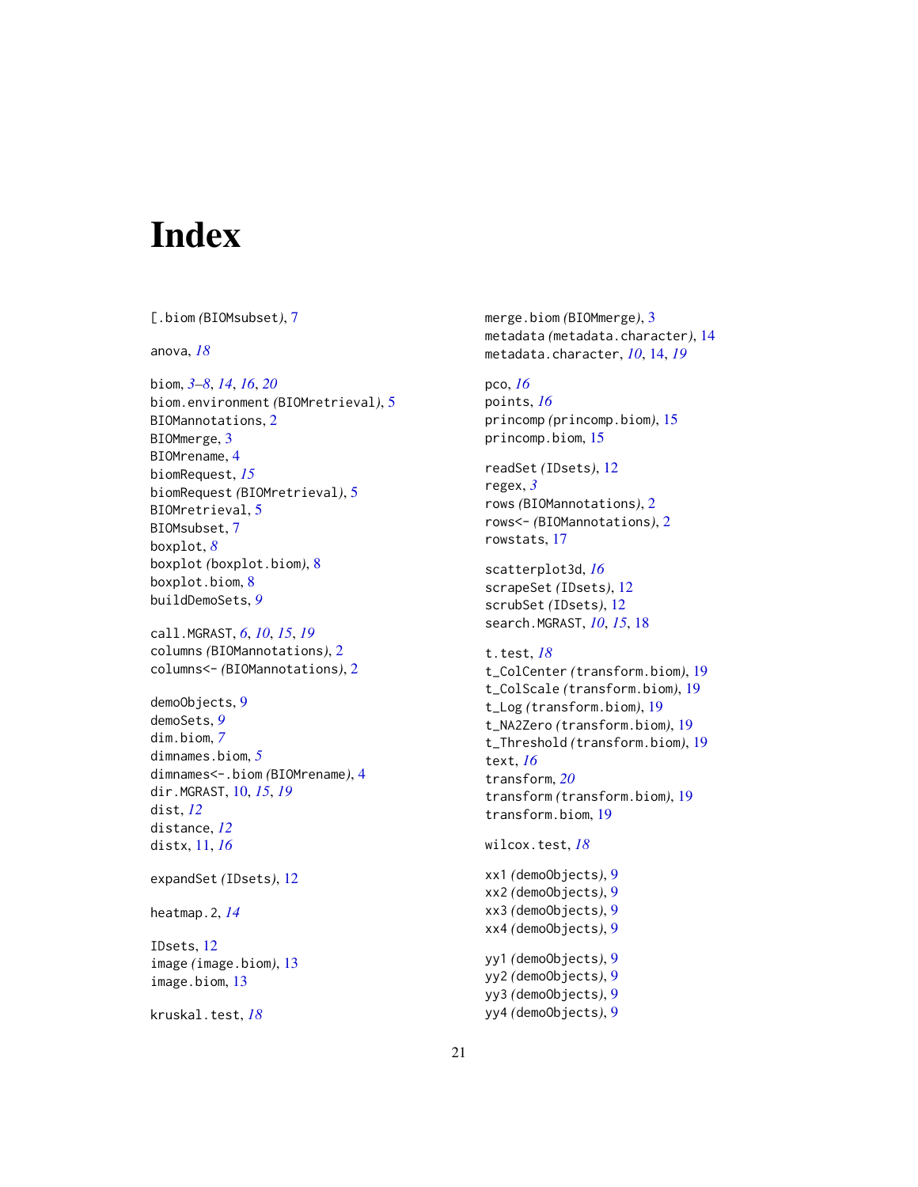# Index

[.biom (BIOMsubset), 7

anova, *18*

biom, *3–8*, *14*, *16*, *20*
biom.environment (BIOMretrieval), 5
BIOMannotations, 2
BIOMmerge, 3
BIOMrename, 4
biomRequest, *15*
biomRequest (BIOMretrieval), 5
BIOMretrieval, 5
BIOMsubset, 7
boxplot, *8*
boxplot (boxplot.biom), 8
boxplot.biom, 8
buildDemoSets, *9*

call.MGRAST, *6*, *10*, *15*, *19*
columns (BIOMannotations), 2
columns<- (BIOMannotations), 2

demoObjects, 9
demoSets, *9*
dim.biom, *7*
dimnames.biom, *5*
dimnames<-.biom (BIOMrename), 4
dir.MGRAST, 10, *15*, *19*
dist, *12*
distance, *12*
distx, 11, *16*

expandSet (IDsets), 12

heatmap.2, *14*

IDsets, 12
image (image.biom), 13
image.biom, 13

kruskal.test, *18*

merge.biom (BIOMmerge), 3
metadata (metadata.character), 14
metadata.character, *10*, 14, *19*

pco, *16*
points, *16*
princomp (princomp.biom), 15
princomp.biom, 15

readSet (IDsets), 12
regex, *3*
rows (BIOMannotations), 2
rows<- (BIOMannotations), 2
rowstats, 17

scatterplot3d, *16*
scrapeSet (IDsets), 12
scrubSet (IDsets), 12
search.MGRAST, *10*, *15*, 18

t.test, *18*
t_ColCenter (transform.biom), 19
t_ColScale (transform.biom), 19
t_Log (transform.biom), 19
t_NA2Zero (transform.biom), 19
t_Threshold (transform.biom), 19
text, *16*
transform, *20*
transform (transform.biom), 19
transform.biom, 19

wilcox.test, *18*

xx1 (demoObjects), 9
xx2 (demoObjects), 9
xx3 (demoObjects), 9
xx4 (demoObjects), 9

yy1 (demoObjects), 9
yy2 (demoObjects), 9
yy3 (demoObjects), 9
yy4 (demoObjects), 9